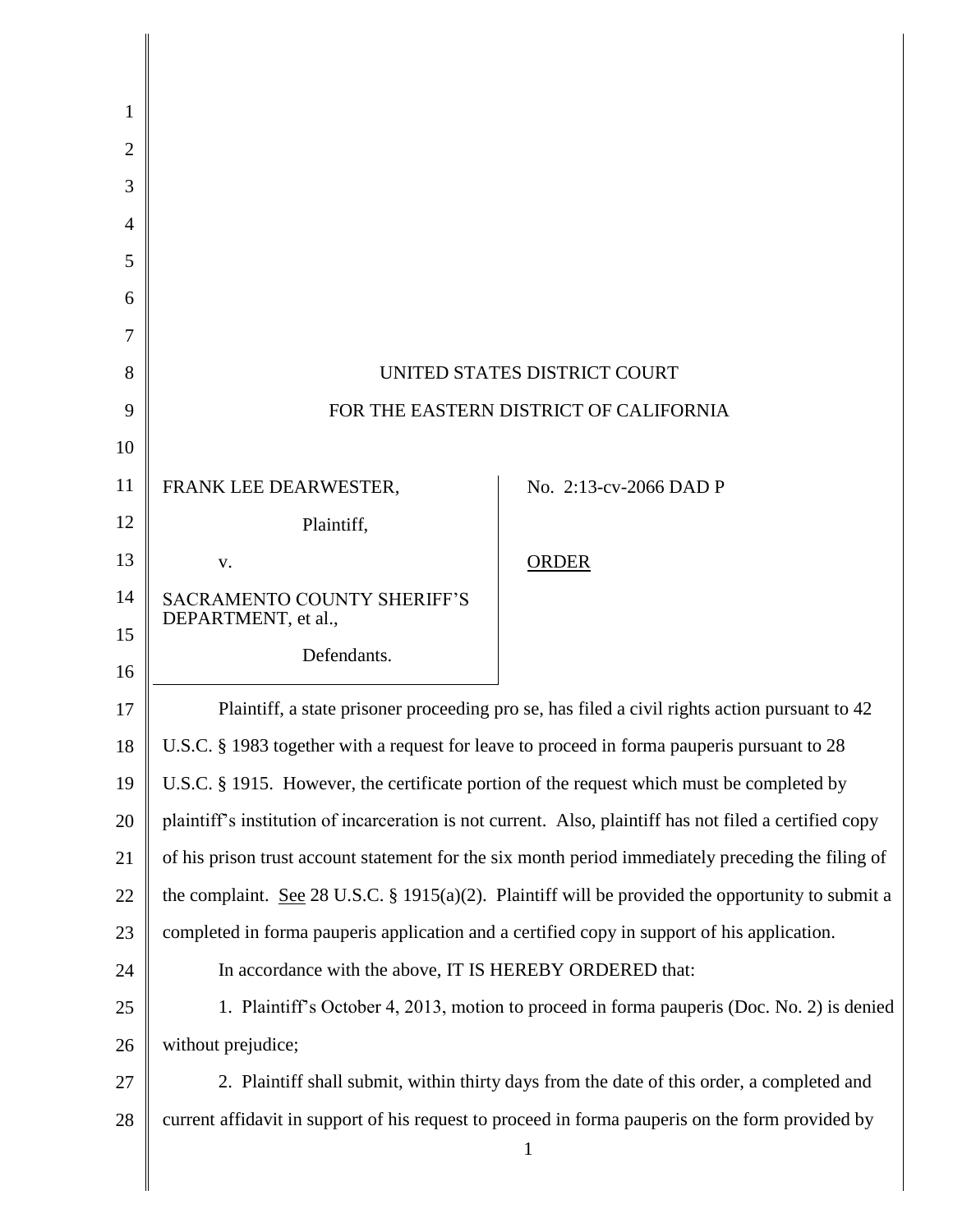UNITED STATES DISTRICT COURT

FOR THE EASTERN DISTRICT OF CALIFORNIA

| | |
|---|---|
| FRANK LEE DEARWESTER,<br>Plaintiff,<br>v.<br>SACRAMENTO COUNTY SHERIFF'S DEPARTMENT, et al.,<br>Defendants. | No. 2:13-cv-2066 DAD P<br><br>ORDER |

Plaintiff, a state prisoner proceeding pro se, has filed a civil rights action pursuant to 42 U.S.C. § 1983 together with a request for leave to proceed in forma pauperis pursuant to 28 U.S.C. § 1915. However, the certificate portion of the request which must be completed by plaintiff's institution of incarceration is not current. Also, plaintiff has not filed a certified copy of his prison trust account statement for the six month period immediately preceding the filing of the complaint. See 28 U.S.C. § 1915(a)(2). Plaintiff will be provided the opportunity to submit a completed in forma pauperis application and a certified copy in support of his application.

In accordance with the above, IT IS HEREBY ORDERED that:

1. Plaintiff's October 4, 2013, motion to proceed in forma pauperis (Doc. No. 2) is denied without prejudice;

2. Plaintiff shall submit, within thirty days from the date of this order, a completed and current affidavit in support of his request to proceed in forma pauperis on the form provided by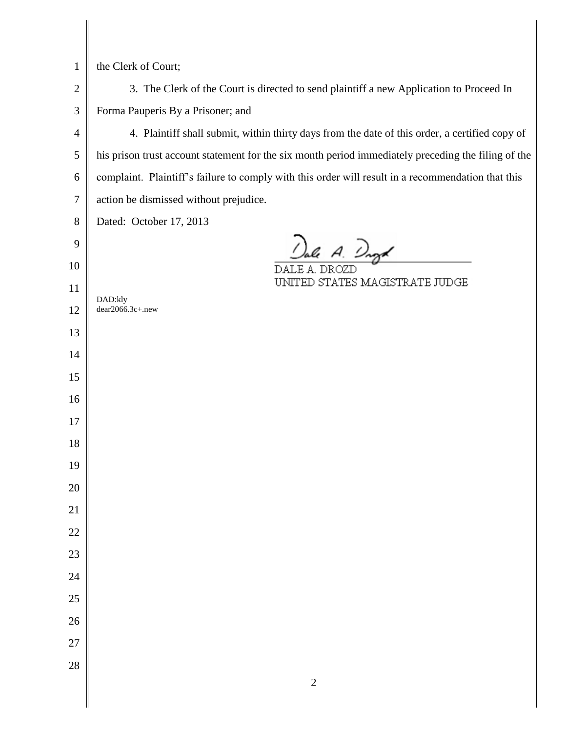the Clerk of Court;

3. The Clerk of the Court is directed to send plaintiff a new Application to Proceed In Forma Pauperis By a Prisoner; and

4. Plaintiff shall submit, within thirty days from the date of this order, a certified copy of his prison trust account statement for the six month period immediately preceding the filing of the complaint. Plaintiff's failure to comply with this order will result in a recommendation that this action be dismissed without prejudice.

Dated: October 17, 2013

Dale A. Drozd

DALE A. DROZD
UNITED STATES MAGISTRATE JUDGE

DAD:kly
dear2066.3c+.new